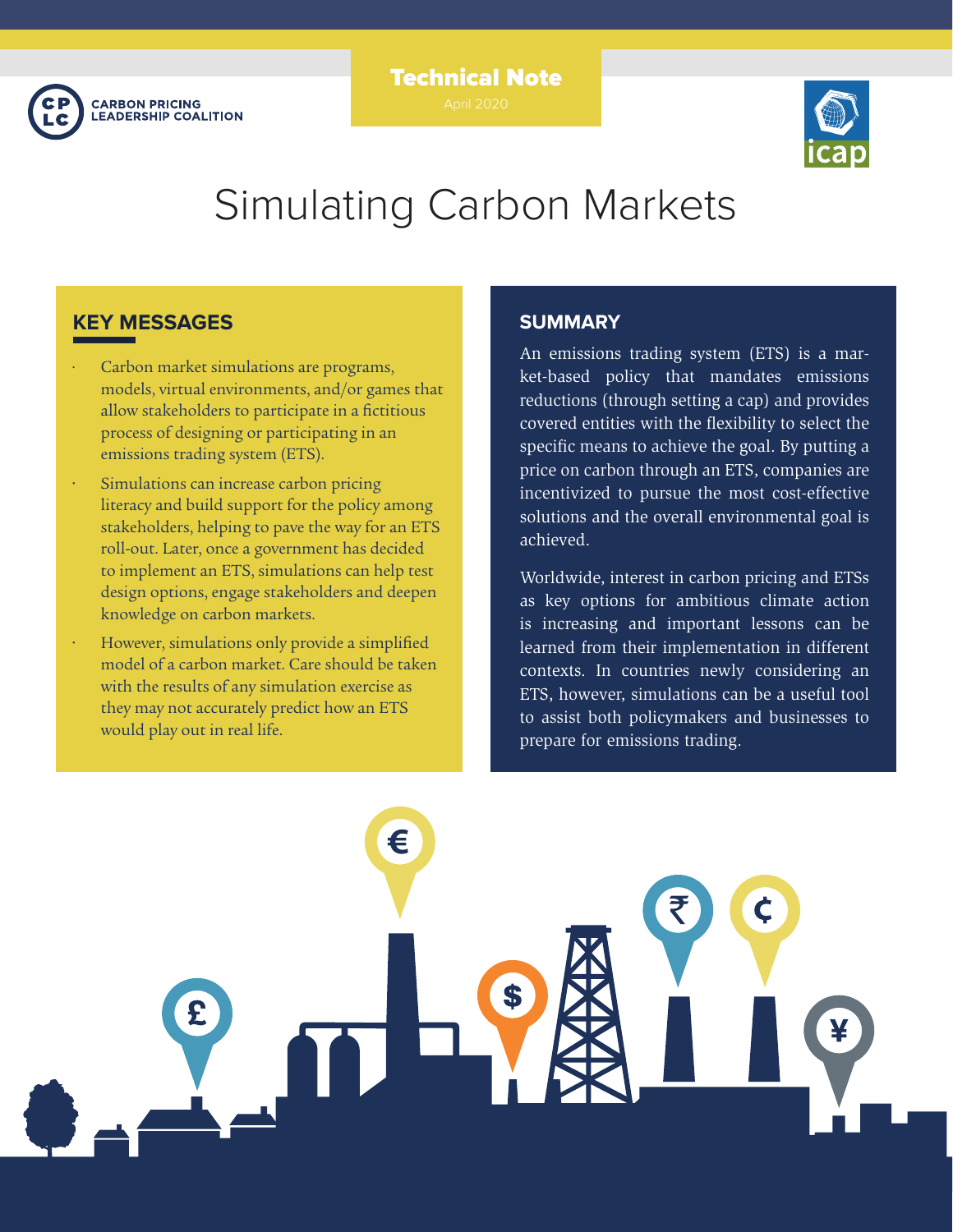CARBON PRICING LEADERSHIP COALITION

**Technical Note**

April 2020

# Simulating Carbon Markets

## KEY MESSAGES

- Carbon market simulations are programs, models, virtual environments, and/or games that allow stakeholders to participate in a fictitious process of designing or participating in an emissions trading system (ETS).
- Simulations can increase carbon pricing literacy and build support for the policy among stakeholders, helping to pave the way for an ETS roll-out. Later, once a government has decided to implement an ETS, simulations can help test design options, engage stakeholders and deepen knowledge on carbon markets.
- However, simulations only provide a simplified model of a carbon market. Care should be taken with the results of any simulation exercise as they may not accurately predict how an ETS would play out in real life.

## SUMMARY

An emissions trading system (ETS) is a market-based policy that mandates emissions reductions (through setting a cap) and provides covered entities with the flexibility to select the specific means to achieve the goal. By putting a price on carbon through an ETS, companies are incentivized to pursue the most cost-effective solutions and the overall environmental goal is achieved.

Worldwide, interest in carbon pricing and ETSs as key options for ambitious climate action is increasing and important lessons can be learned from their implementation in different contexts. In countries newly considering an ETS, however, simulations can be a useful tool to assist both policymakers and businesses to prepare for emissions trading.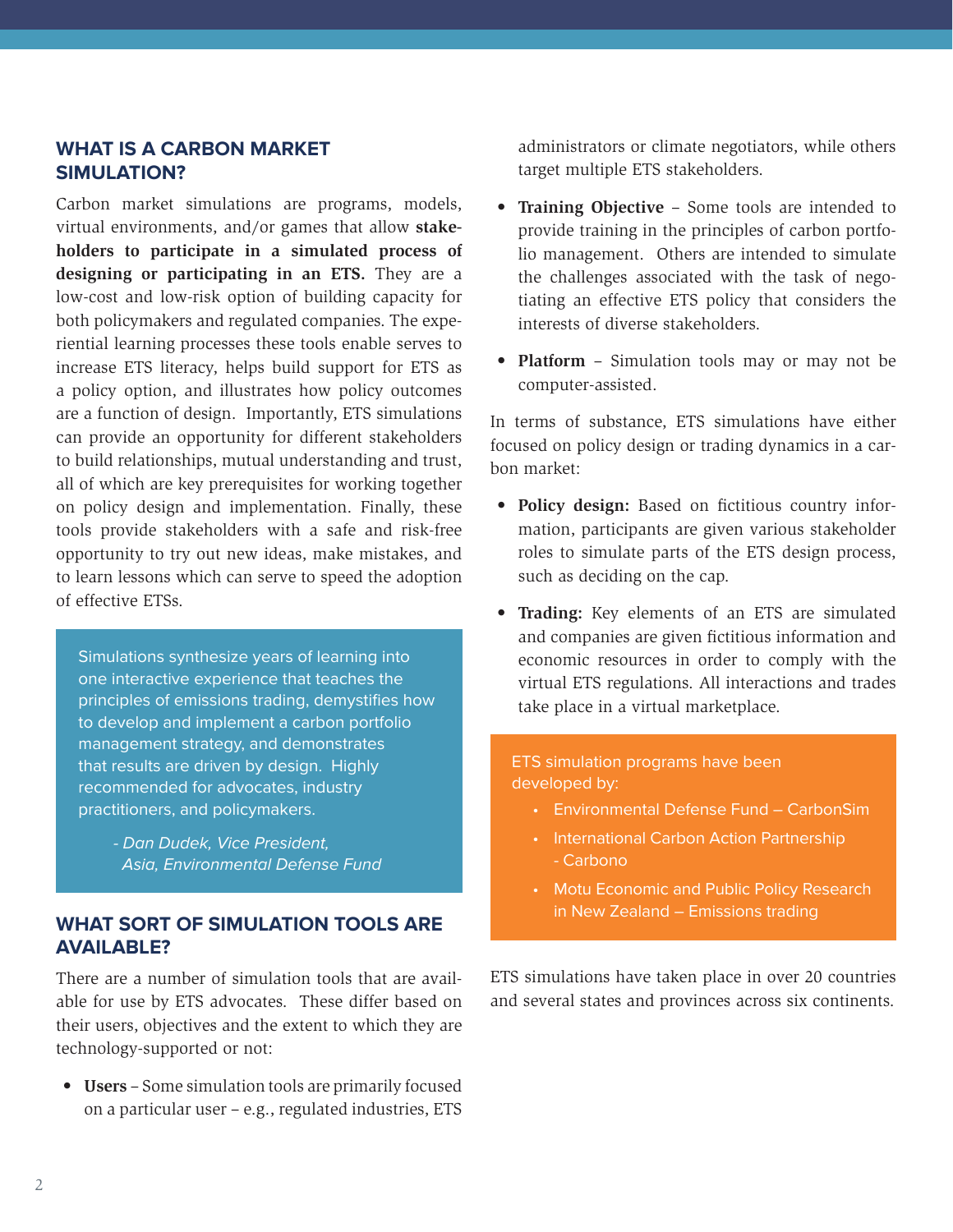## WHAT IS A CARBON MARKET SIMULATION?

Carbon market simulations are programs, models, virtual environments, and/or games that allow **stakeholders to participate in a simulated process of designing or participating in an ETS.** They are a low-cost and low-risk option of building capacity for both policymakers and regulated companies. The experiential learning processes these tools enable serves to increase ETS literacy, helps build support for ETS as a policy option, and illustrates how policy outcomes are a function of design. Importantly, ETS simulations can provide an opportunity for different stakeholders to build relationships, mutual understanding and trust, all of which are key prerequisites for working together on policy design and implementation. Finally, these tools provide stakeholders with a safe and risk-free opportunity to try out new ideas, make mistakes, and to learn lessons which can serve to speed the adoption of effective ETSs.

> Simulations synthesize years of learning into one interactive experience that teaches the principles of emissions trading, demystifies how to develop and implement a carbon portfolio management strategy, and demonstrates that results are driven by design. Highly recommended for advocates, industry practitioners, and policymakers.
>
> *- Dan Dudek, Vice President, Asia, Environmental Defense Fund*

## WHAT SORT OF SIMULATION TOOLS ARE AVAILABLE?

There are a number of simulation tools that are available for use by ETS advocates. These differ based on their users, objectives and the extent to which they are technology-supported or not:

- **Users** – Some simulation tools are primarily focused on a particular user – e.g., regulated industries, ETS administrators or climate negotiators, while others target multiple ETS stakeholders.
- **Training Objective** – Some tools are intended to provide training in the principles of carbon portfolio management. Others are intended to simulate the challenges associated with the task of negotiating an effective ETS policy that considers the interests of diverse stakeholders.
- **Platform** – Simulation tools may or may not be computer-assisted.

In terms of substance, ETS simulations have either focused on policy design or trading dynamics in a carbon market:

- **Policy design:** Based on fictitious country information, participants are given various stakeholder roles to simulate parts of the ETS design process, such as deciding on the cap.
- **Trading:** Key elements of an ETS are simulated and companies are given fictitious information and economic resources in order to comply with the virtual ETS regulations. All interactions and trades take place in a virtual marketplace.

> ETS simulation programs have been developed by:
>
> - Environmental Defense Fund – CarbonSim
> - International Carbon Action Partnership - Carbono
> - Motu Economic and Public Policy Research in New Zealand – Emissions trading

ETS simulations have taken place in over 20 countries and several states and provinces across six continents.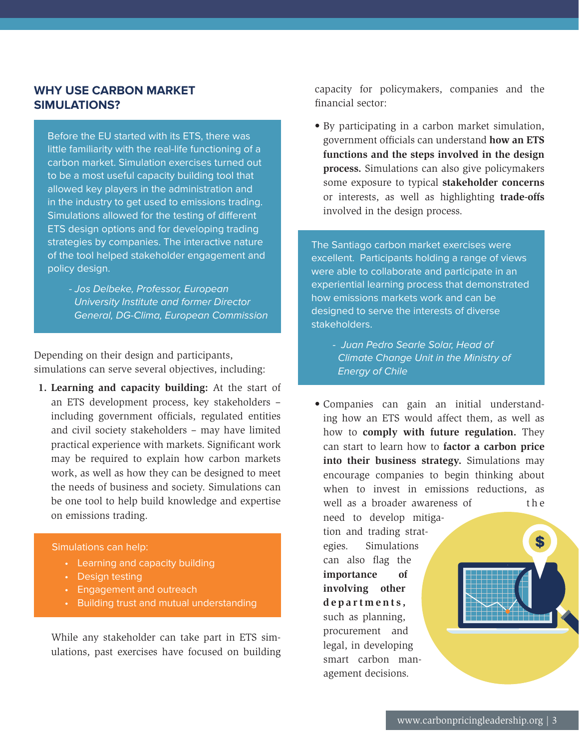## WHY USE CARBON MARKET SIMULATIONS?

> Before the EU started with its ETS, there was little familiarity with the real-life functioning of a carbon market. Simulation exercises turned out to be a most useful capacity building tool that allowed key players in the administration and in the industry to get used to emissions trading. Simulations allowed for the testing of different ETS design options and for developing trading strategies by companies. The interactive nature of the tool helped stakeholder engagement and policy design.
>
> *- Jos Delbeke, Professor, European University Institute and former Director General, DG-Clima, European Commission*

Depending on their design and participants, simulations can serve several objectives, including:

1. **Learning and capacity building:** At the start of an ETS development process, key stakeholders – including government officials, regulated entities and civil society stakeholders – may have limited practical experience with markets. Significant work may be required to explain how carbon markets work, as well as how they can be designed to meet the needs of business and society. Simulations can be one tool to help build knowledge and expertise on emissions trading.

> Simulations can help:
>
> - Learning and capacity building
> - Design testing
> - Engagement and outreach
> - Building trust and mutual understanding

While any stakeholder can take part in ETS simulations, past exercises have focused on building capacity for policymakers, companies and the financial sector:

- By participating in a carbon market simulation, government officials can understand **how an ETS functions and the steps involved in the design process.** Simulations can also give policymakers some exposure to typical **stakeholder concerns** or interests, as well as highlighting **trade-offs** involved in the design process.

> The Santiago carbon market exercises were excellent. Participants holding a range of views were able to collaborate and participate in an experiential learning process that demonstrated how emissions markets work and can be designed to serve the interests of diverse stakeholders.
>
> *- Juan Pedro Searle Solar, Head of Climate Change Unit in the Ministry of Energy of Chile*

- Companies can gain an initial understanding how an ETS would affect them, as well as how to **comply with future regulation.** They can start to learn how to **factor a carbon price into their business strategy.** Simulations may encourage companies to begin thinking about when to invest in emissions reductions, as well as a broader awareness of the need to develop mitigation and trading strategies. Simulations can also flag the **importance of involving other departments,** such as planning, procurement and legal, in developing smart carbon management decisions.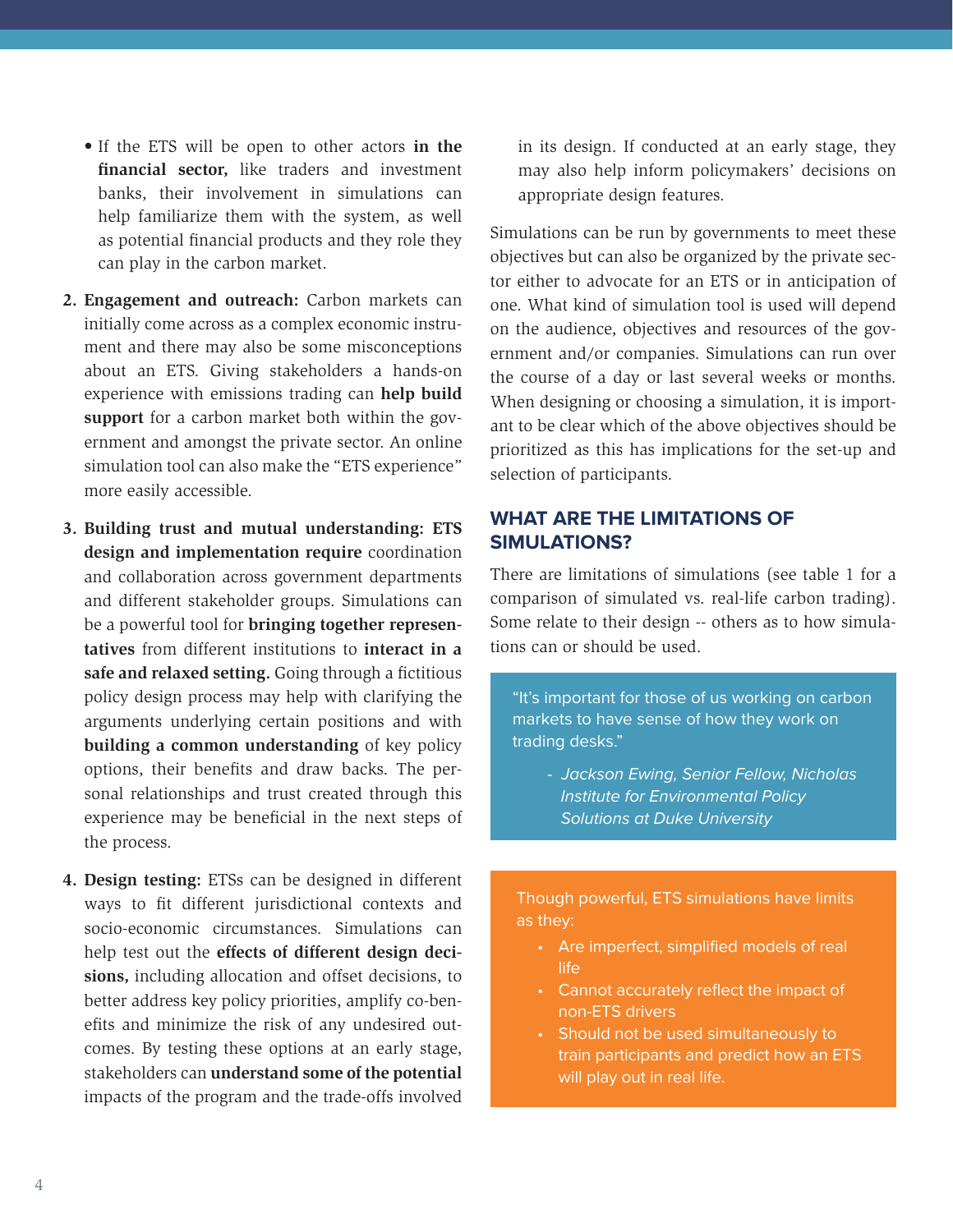- If the ETS will be open to other actors **in the financial sector,** like traders and investment banks, their involvement in simulations can help familiarize them with the system, as well as potential financial products and they role they can play in the carbon market.

2. **Engagement and outreach:** Carbon markets can initially come across as a complex economic instrument and there may also be some misconceptions about an ETS. Giving stakeholders a hands-on experience with emissions trading can **help build support** for a carbon market both within the government and amongst the private sector. An online simulation tool can also make the "ETS experience" more easily accessible.

3. **Building trust and mutual understanding: ETS design and implementation require** coordination and collaboration across government departments and different stakeholder groups. Simulations can be a powerful tool for **bringing together representatives** from different institutions to **interact in a safe and relaxed setting.** Going through a fictitious policy design process may help with clarifying the arguments underlying certain positions and with **building a common understanding** of key policy options, their benefits and draw backs. The personal relationships and trust created through this experience may be beneficial in the next steps of the process.

4. **Design testing:** ETSs can be designed in different ways to fit different jurisdictional contexts and socio-economic circumstances. Simulations can help test out the **effects of different design decisions,** including allocation and offset decisions, to better address key policy priorities, amplify co-benefits and minimize the risk of any undesired outcomes. By testing these options at an early stage, stakeholders can **understand some of the potential** impacts of the program and the trade-offs involved in its design. If conducted at an early stage, they may also help inform policymakers' decisions on appropriate design features.

Simulations can be run by governments to meet these objectives but can also be organized by the private sector either to advocate for an ETS or in anticipation of one. What kind of simulation tool is used will depend on the audience, objectives and resources of the government and/or companies. Simulations can run over the course of a day or last several weeks or months. When designing or choosing a simulation, it is important to be clear which of the above objectives should be prioritized as this has implications for the set-up and selection of participants.

## WHAT ARE THE LIMITATIONS OF SIMULATIONS?

There are limitations of simulations (see table 1 for a comparison of simulated vs. real-life carbon trading). Some relate to their design -- others as to how simulations can or should be used.

> "It's important for those of us working on carbon markets to have sense of how they work on trading desks."
>
> - *Jackson Ewing, Senior Fellow, Nicholas Institute for Environmental Policy Solutions at Duke University*

Though powerful, ETS simulations have limits as they:

- Are imperfect, simplified models of real life
- Cannot accurately reflect the impact of non-ETS drivers
- Should not be used simultaneously to train participants and predict how an ETS will play out in real life.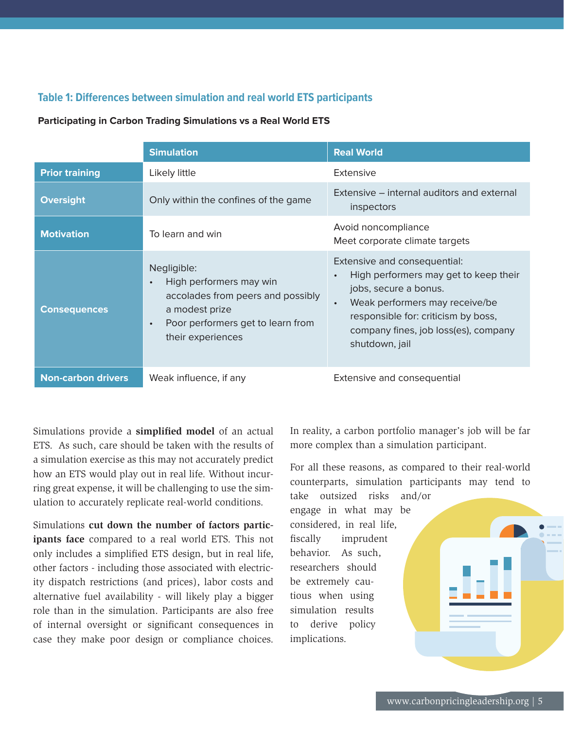**Table 1: Differences between simulation and real world ETS participants**

**Participating in Carbon Trading Simulations vs a Real World ETS**

| | Simulation | Real World |
|---|---|---|
| **Prior training** | Likely little | Extensive |
| **Oversight** | Only within the confines of the game | Extensive – internal auditors and external inspectors |
| **Motivation** | To learn and win | Avoid noncompliance<br>Meet corporate climate targets |
| **Consequences** | Negligible:<br>• High performers may win accolades from peers and possibly a modest prize<br>• Poor performers get to learn from their experiences | Extensive and consequential:<br>• High performers may get to keep their jobs, secure a bonus.<br>• Weak performers may receive/be responsible for: criticism by boss, company fines, job loss(es), company shutdown, jail |
| **Non-carbon drivers** | Weak influence, if any | Extensive and consequential |

Simulations provide a **simplified model** of an actual ETS. As such, care should be taken with the results of a simulation exercise as this may not accurately predict how an ETS would play out in real life. Without incurring great expense, it will be challenging to use the simulation to accurately replicate real-world conditions.

Simulations **cut down the number of factors participants face** compared to a real world ETS. This not only includes a simplified ETS design, but in real life, other factors - including those associated with electricity dispatch restrictions (and prices), labor costs and alternative fuel availability - will likely play a bigger role than in the simulation. Participants are also free of internal oversight or significant consequences in case they make poor design or compliance choices. In reality, a carbon portfolio manager's job will be far more complex than a simulation participant.

For all these reasons, as compared to their real-world counterparts, simulation participants may tend to take outsized risks and/or engage in what may be considered, in real life, fiscally imprudent behavior. As such, researchers should be extremely cautious when using simulation results to derive policy implications.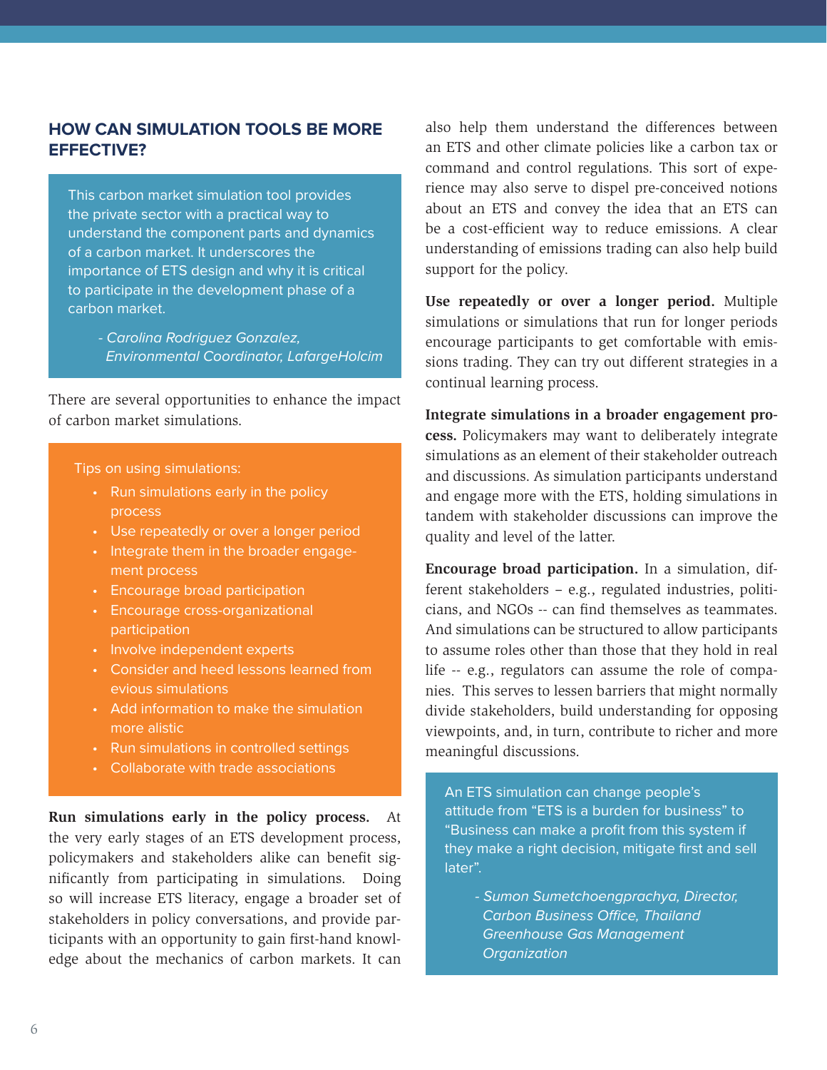## HOW CAN SIMULATION TOOLS BE MORE EFFECTIVE?

> This carbon market simulation tool provides the private sector with a practical way to understand the component parts and dynamics of a carbon market. It underscores the importance of ETS design and why it is critical to participate in the development phase of a carbon market.
>
> *- Carolina Rodriguez Gonzalez, Environmental Coordinator, LafargeHolcim*

There are several opportunities to enhance the impact of carbon market simulations.

> Tips on using simulations:
>
> - Run simulations early in the policy process
> - Use repeatedly or over a longer period
> - Integrate them in the broader engagement process
> - Encourage broad participation
> - Encourage cross-organizational participation
> - Involve independent experts
> - Consider and heed lessons learned from evious simulations
> - Add information to make the simulation more alistic
> - Run simulations in controlled settings
> - Collaborate with trade associations

**Run simulations early in the policy process.** At the very early stages of an ETS development process, policymakers and stakeholders alike can benefit significantly from participating in simulations. Doing so will increase ETS literacy, engage a broader set of stakeholders in policy conversations, and provide participants with an opportunity to gain first-hand knowledge about the mechanics of carbon markets. It can also help them understand the differences between an ETS and other climate policies like a carbon tax or command and control regulations. This sort of experience may also serve to dispel pre-conceived notions about an ETS and convey the idea that an ETS can be a cost-efficient way to reduce emissions. A clear understanding of emissions trading can also help build support for the policy.

**Use repeatedly or over a longer period.** Multiple simulations or simulations that run for longer periods encourage participants to get comfortable with emissions trading. They can try out different strategies in a continual learning process.

**Integrate simulations in a broader engagement process.** Policymakers may want to deliberately integrate simulations as an element of their stakeholder outreach and discussions. As simulation participants understand and engage more with the ETS, holding simulations in tandem with stakeholder discussions can improve the quality and level of the latter.

**Encourage broad participation.** In a simulation, different stakeholders – e.g., regulated industries, politicians, and NGOs -- can find themselves as teammates. And simulations can be structured to allow participants to assume roles other than those that they hold in real life -- e.g., regulators can assume the role of companies. This serves to lessen barriers that might normally divide stakeholders, build understanding for opposing viewpoints, and, in turn, contribute to richer and more meaningful discussions.

> An ETS simulation can change people's attitude from "ETS is a burden for business" to "Business can make a profit from this system if they make a right decision, mitigate first and sell later".
>
> *- Sumon Sumetchoengprachya, Director, Carbon Business Office, Thailand Greenhouse Gas Management Organization*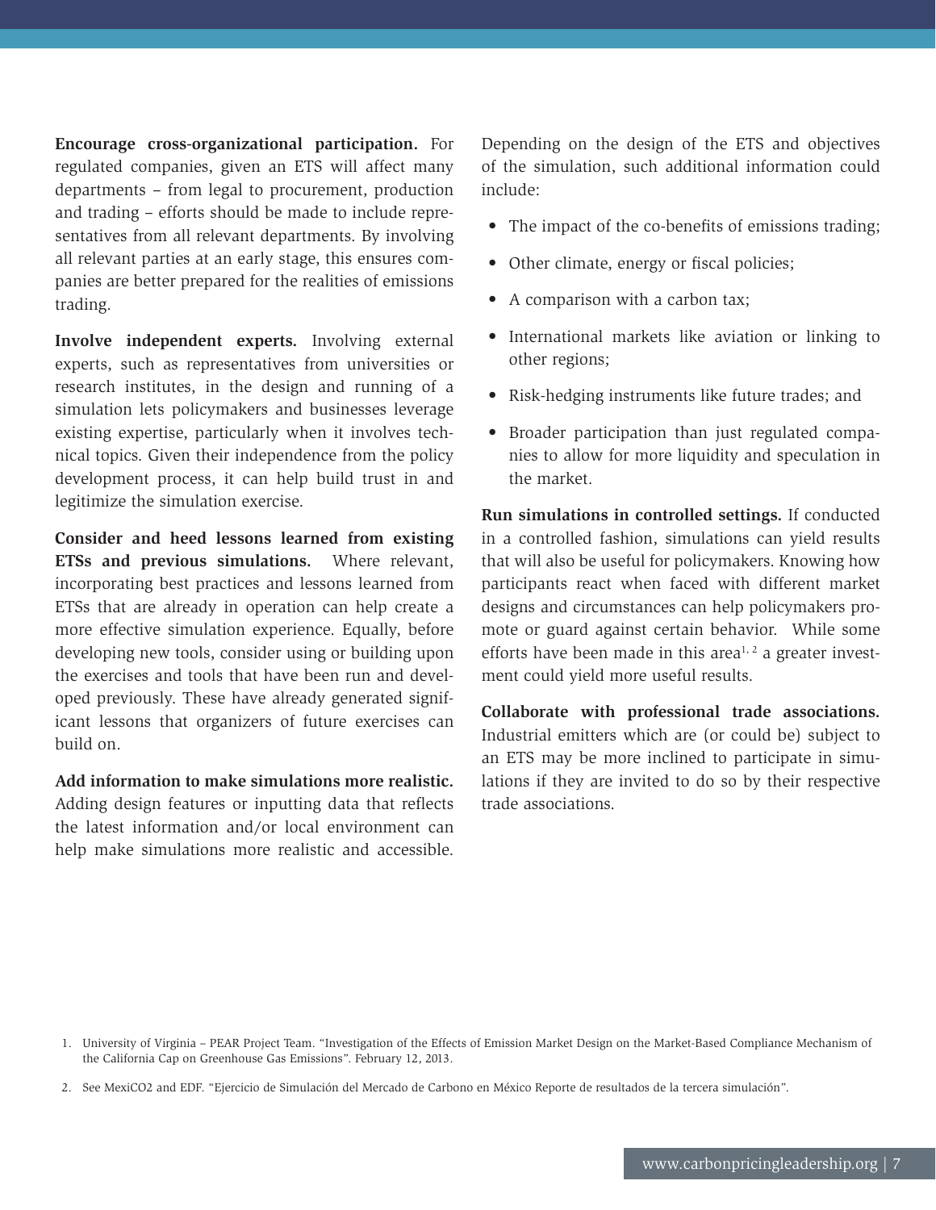**Encourage cross-organizational participation.** For regulated companies, given an ETS will affect many departments – from legal to procurement, production and trading – efforts should be made to include representatives from all relevant departments. By involving all relevant parties at an early stage, this ensures companies are better prepared for the realities of emissions trading.

**Involve independent experts.** Involving external experts, such as representatives from universities or research institutes, in the design and running of a simulation lets policymakers and businesses leverage existing expertise, particularly when it involves technical topics. Given their independence from the policy development process, it can help build trust in and legitimize the simulation exercise.

**Consider and heed lessons learned from existing ETSs and previous simulations.** Where relevant, incorporating best practices and lessons learned from ETSs that are already in operation can help create a more effective simulation experience. Equally, before developing new tools, consider using or building upon the exercises and tools that have been run and developed previously. These have already generated significant lessons that organizers of future exercises can build on.

**Add information to make simulations more realistic.** Adding design features or inputting data that reflects the latest information and/or local environment can help make simulations more realistic and accessible. Depending on the design of the ETS and objectives of the simulation, such additional information could include:

- The impact of the co-benefits of emissions trading;
- Other climate, energy or fiscal policies;
- A comparison with a carbon tax;
- International markets like aviation or linking to other regions;
- Risk-hedging instruments like future trades; and
- Broader participation than just regulated companies to allow for more liquidity and speculation in the market.

**Run simulations in controlled settings.** If conducted in a controlled fashion, simulations can yield results that will also be useful for policymakers. Knowing how participants react when faced with different market designs and circumstances can help policymakers promote or guard against certain behavior. While some efforts have been made in this area[1, 2] a greater investment could yield more useful results.

**Collaborate with professional trade associations.** Industrial emitters which are (or could be) subject to an ETS may be more inclined to participate in simulations if they are invited to do so by their respective trade associations.

1. University of Virginia – PEAR Project Team. "Investigation of the Effects of Emission Market Design on the Market-Based Compliance Mechanism of the California Cap on Greenhouse Gas Emissions". February 12, 2013.

2. See MexiCO2 and EDF. "Ejercicio de Simulación del Mercado de Carbono en México Reporte de resultados de la tercera simulación".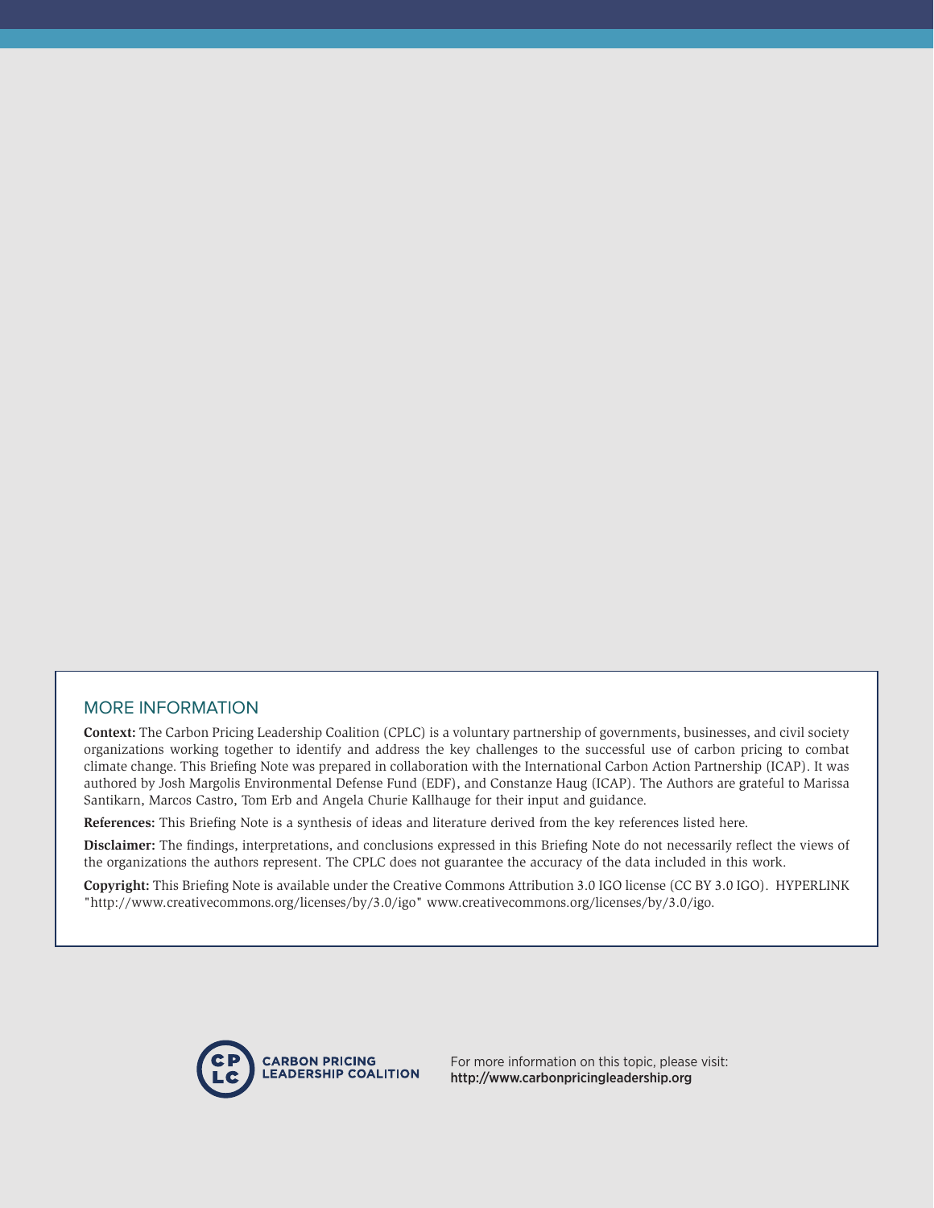## MORE INFORMATION

**Context:** The Carbon Pricing Leadership Coalition (CPLC) is a voluntary partnership of governments, businesses, and civil society organizations working together to identify and address the key challenges to the successful use of carbon pricing to combat climate change. This Briefing Note was prepared in collaboration with the International Carbon Action Partnership (ICAP). It was authored by Josh Margolis Environmental Defense Fund (EDF), and Constanze Haug (ICAP). The Authors are grateful to Marissa Santikarn, Marcos Castro, Tom Erb and Angela Churie Kallhauge for their input and guidance.

**References:** This Briefing Note is a synthesis of ideas and literature derived from the key references listed here.

**Disclaimer:** The findings, interpretations, and conclusions expressed in this Briefing Note do not necessarily reflect the views of the organizations the authors represent. The CPLC does not guarantee the accuracy of the data included in this work.

**Copyright:** This Briefing Note is available under the Creative Commons Attribution 3.0 IGO license (CC BY 3.0 IGO). HYPERLINK "http://www.creativecommons.org/licenses/by/3.0/igo" www.creativecommons.org/licenses/by/3.0/igo.

CARBON PRICING LEADERSHIP COALITION

For more information on this topic, please visit:
**http://www.carbonpricingleadership.org**